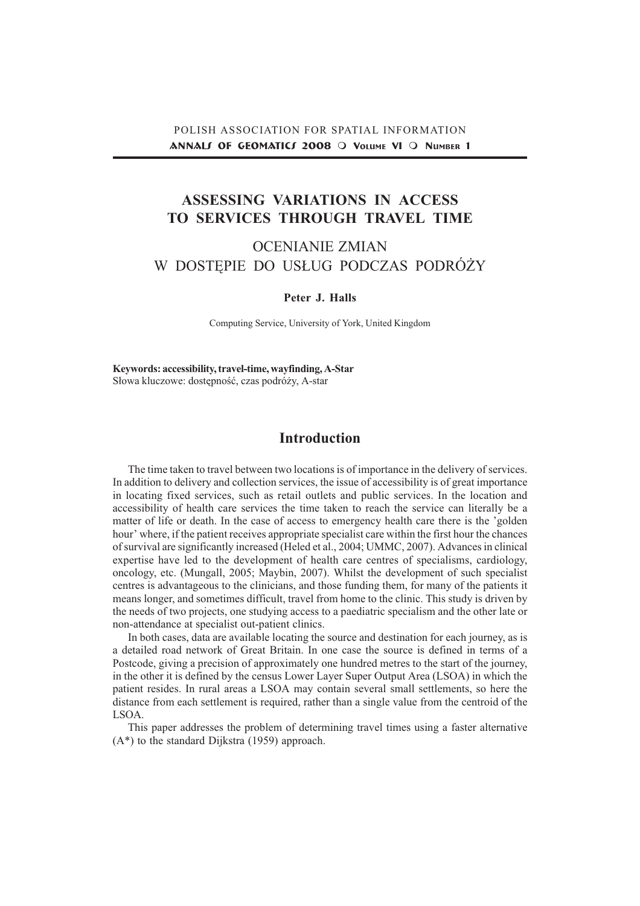# ASSESSING VARIATIONS IN ACCESS TO SERVICES THROUGH TRAVEL TIME

## OCENIANIE ZMIAN W DOSTĘPIE DO USŁUG PODCZAS PODRÓŻY

**Peter J. Halls**

Computing Service, University of York, United Kingdom

**Keywords: accessibility, travel-time, wayfinding, A-Star**
Słowa kluczowe: dostępność, czas podróży, A-star

## Introduction

The time taken to travel between two locations is of importance in the delivery of services. In addition to delivery and collection services, the issue of accessibility is of great importance in locating fixed services, such as retail outlets and public services. In the location and accessibility of health care services the time taken to reach the service can literally be a matter of life or death. In the case of access to emergency health care there is the 'golden hour' where, if the patient receives appropriate specialist care within the first hour the chances of survival are significantly increased (Heled et al., 2004; UMMC, 2007). Advances in clinical expertise have led to the development of health care centres of specialisms, cardiology, oncology, etc. (Mungall, 2005; Maybin, 2007). Whilst the development of such specialist centres is advantageous to the clinicians, and those funding them, for many of the patients it means longer, and sometimes difficult, travel from home to the clinic. This study is driven by the needs of two projects, one studying access to a paediatric specialism and the other late or non-attendance at specialist out-patient clinics.

In both cases, data are available locating the source and destination for each journey, as is a detailed road network of Great Britain. In one case the source is defined in terms of a Postcode, giving a precision of approximately one hundred metres to the start of the journey, in the other it is defined by the census Lower Layer Super Output Area (LSOA) in which the patient resides. In rural areas a LSOA may contain several small settlements, so here the distance from each settlement is required, rather than a single value from the centroid of the LSOA.

This paper addresses the problem of determining travel times using a faster alternative (A*) to the standard Dijkstra (1959) approach.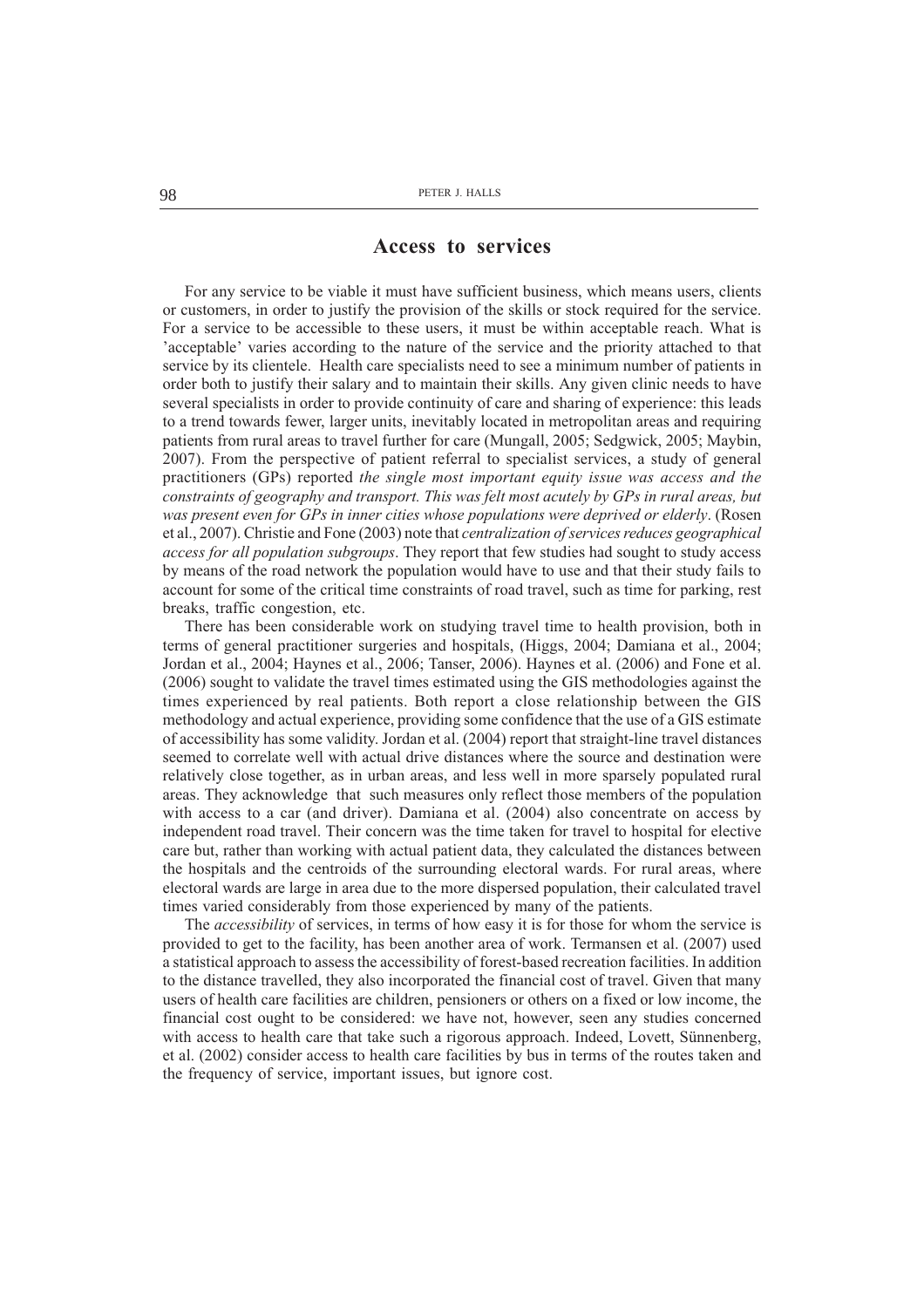## Access to services

For any service to be viable it must have sufficient business, which means users, clients or customers, in order to justify the provision of the skills or stock required for the service. For a service to be accessible to these users, it must be within acceptable reach. What is 'acceptable' varies according to the nature of the service and the priority attached to that service by its clientele. Health care specialists need to see a minimum number of patients in order both to justify their salary and to maintain their skills. Any given clinic needs to have several specialists in order to provide continuity of care and sharing of experience: this leads to a trend towards fewer, larger units, inevitably located in metropolitan areas and requiring patients from rural areas to travel further for care (Mungall, 2005; Sedgwick, 2005; Maybin, 2007). From the perspective of patient referral to specialist services, a study of general practitioners (GPs) reported *the single most important equity issue was access and the constraints of geography and transport. This was felt most acutely by GPs in rural areas, but was present even for GPs in inner cities whose populations were deprived or elderly*. (Rosen et al., 2007). Christie and Fone (2003) note that *centralization of services reduces geographical access for all population subgroups*. They report that few studies had sought to study access by means of the road network the population would have to use and that their study fails to account for some of the critical time constraints of road travel, such as time for parking, rest breaks, traffic congestion, etc.

There has been considerable work on studying travel time to health provision, both in terms of general practitioner surgeries and hospitals, (Higgs, 2004; Damiana et al., 2004; Jordan et al., 2004; Haynes et al., 2006; Tanser, 2006). Haynes et al. (2006) and Fone et al. (2006) sought to validate the travel times estimated using the GIS methodologies against the times experienced by real patients. Both report a close relationship between the GIS methodology and actual experience, providing some confidence that the use of a GIS estimate of accessibility has some validity. Jordan et al. (2004) report that straight-line travel distances seemed to correlate well with actual drive distances where the source and destination were relatively close together, as in urban areas, and less well in more sparsely populated rural areas. They acknowledge that such measures only reflect those members of the population with access to a car (and driver). Damiana et al. (2004) also concentrate on access by independent road travel. Their concern was the time taken for travel to hospital for elective care but, rather than working with actual patient data, they calculated the distances between the hospitals and the centroids of the surrounding electoral wards. For rural areas, where electoral wards are large in area due to the more dispersed population, their calculated travel times varied considerably from those experienced by many of the patients.

The *accessibility* of services, in terms of how easy it is for those for whom the service is provided to get to the facility, has been another area of work. Termansen et al. (2007) used a statistical approach to assess the accessibility of forest-based recreation facilities. In addition to the distance travelled, they also incorporated the financial cost of travel. Given that many users of health care facilities are children, pensioners or others on a fixed or low income, the financial cost ought to be considered: we have not, however, seen any studies concerned with access to health care that take such a rigorous approach. Indeed, Lovett, Sünnenberg, et al. (2002) consider access to health care facilities by bus in terms of the routes taken and the frequency of service, important issues, but ignore cost.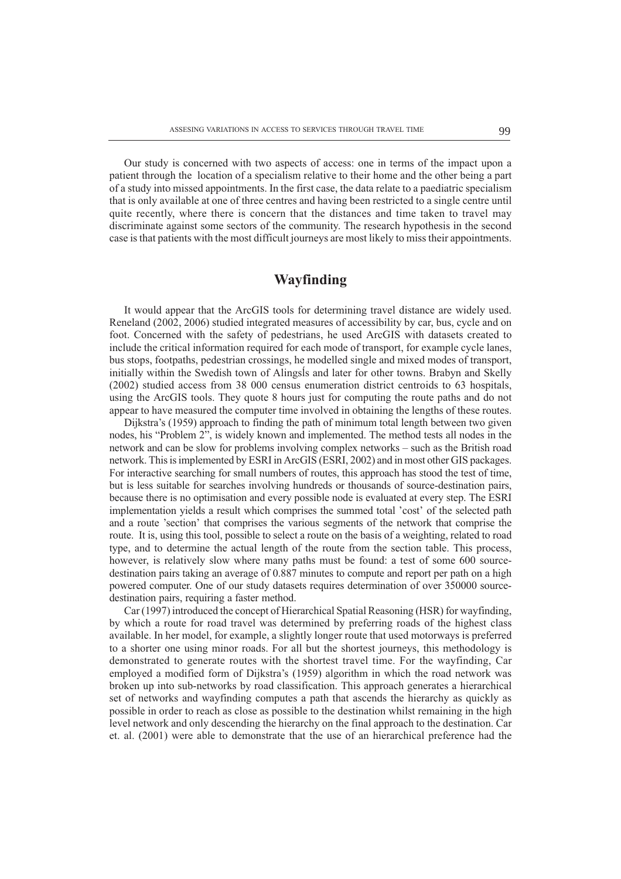Our study is concerned with two aspects of access: one in terms of the impact upon a patient through the location of a specialism relative to their home and the other being a part of a study into missed appointments. In the first case, the data relate to a paediatric specialism that is only available at one of three centres and having been restricted to a single centre until quite recently, where there is concern that the distances and time taken to travel may discriminate against some sectors of the community. The research hypothesis in the second case is that patients with the most difficult journeys are most likely to miss their appointments.

## Wayfinding

It would appear that the ArcGIS tools for determining travel distance are widely used. Reneland (2002, 2006) studied integrated measures of accessibility by car, bus, cycle and on foot. Concerned with the safety of pedestrians, he used ArcGIS with datasets created to include the critical information required for each mode of transport, for example cycle lanes, bus stops, footpaths, pedestrian crossings, he modelled single and mixed modes of transport, initially within the Swedish town of Alingsĺs and later for other towns. Brabyn and Skelly (2002) studied access from 38 000 census enumeration district centroids to 63 hospitals, using the ArcGIS tools. They quote 8 hours just for computing the route paths and do not appear to have measured the computer time involved in obtaining the lengths of these routes.

Dijkstra's (1959) approach to finding the path of minimum total length between two given nodes, his "Problem 2", is widely known and implemented. The method tests all nodes in the network and can be slow for problems involving complex networks – such as the British road network. This is implemented by ESRI in ArcGIS (ESRI, 2002) and in most other GIS packages. For interactive searching for small numbers of routes, this approach has stood the test of time, but is less suitable for searches involving hundreds or thousands of source-destination pairs, because there is no optimisation and every possible node is evaluated at every step. The ESRI implementation yields a result which comprises the summed total 'cost' of the selected path and a route 'section' that comprises the various segments of the network that comprise the route. It is, using this tool, possible to select a route on the basis of a weighting, related to road type, and to determine the actual length of the route from the section table. This process, however, is relatively slow where many paths must be found: a test of some 600 source-destination pairs taking an average of 0.887 minutes to compute and report per path on a high powered computer. One of our study datasets requires determination of over 350000 source-destination pairs, requiring a faster method.

Car (1997) introduced the concept of Hierarchical Spatial Reasoning (HSR) for wayfinding, by which a route for road travel was determined by preferring roads of the highest class available. In her model, for example, a slightly longer route that used motorways is preferred to a shorter one using minor roads. For all but the shortest journeys, this methodology is demonstrated to generate routes with the shortest travel time. For the wayfinding, Car employed a modified form of Dijkstra's (1959) algorithm in which the road network was broken up into sub-networks by road classification. This approach generates a hierarchical set of networks and wayfinding computes a path that ascends the hierarchy as quickly as possible in order to reach as close as possible to the destination whilst remaining in the high level network and only descending the hierarchy on the final approach to the destination. Car et. al. (2001) were able to demonstrate that the use of an hierarchical preference had the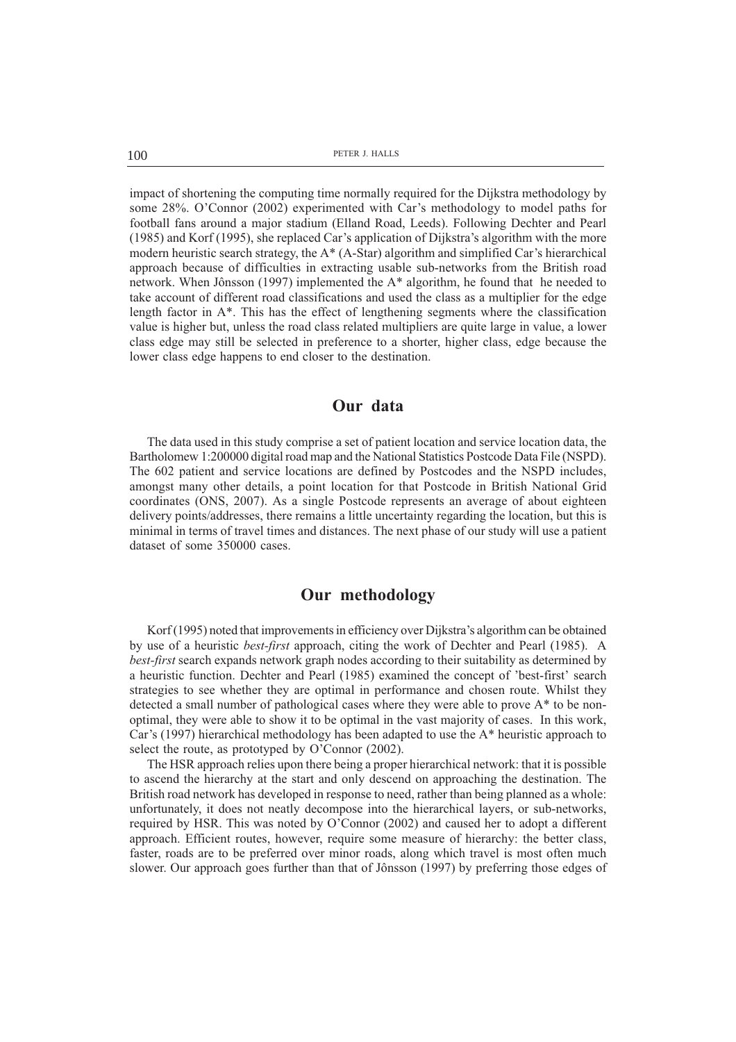impact of shortening the computing time normally required for the Dijkstra methodology by some 28%. O'Connor (2002) experimented with Car's methodology to model paths for football fans around a major stadium (Elland Road, Leeds). Following Dechter and Pearl (1985) and Korf (1995), she replaced Car's application of Dijkstra's algorithm with the more modern heuristic search strategy, the A* (A-Star) algorithm and simplified Car's hierarchical approach because of difficulties in extracting usable sub-networks from the British road network. When Jônsson (1997) implemented the A* algorithm, he found that he needed to take account of different road classifications and used the class as a multiplier for the edge length factor in A*. This has the effect of lengthening segments where the classification value is higher but, unless the road class related multipliers are quite large in value, a lower class edge may still be selected in preference to a shorter, higher class, edge because the lower class edge happens to end closer to the destination.

## Our data

The data used in this study comprise a set of patient location and service location data, the Bartholomew 1:200000 digital road map and the National Statistics Postcode Data File (NSPD). The 602 patient and service locations are defined by Postcodes and the NSPD includes, amongst many other details, a point location for that Postcode in British National Grid coordinates (ONS, 2007). As a single Postcode represents an average of about eighteen delivery points/addresses, there remains a little uncertainty regarding the location, but this is minimal in terms of travel times and distances. The next phase of our study will use a patient dataset of some 350000 cases.

## Our methodology

Korf (1995) noted that improvements in efficiency over Dijkstra's algorithm can be obtained by use of a heuristic *best-first* approach, citing the work of Dechter and Pearl (1985). A *best-first* search expands network graph nodes according to their suitability as determined by a heuristic function. Dechter and Pearl (1985) examined the concept of 'best-first' search strategies to see whether they are optimal in performance and chosen route. Whilst they detected a small number of pathological cases where they were able to prove A* to be non-optimal, they were able to show it to be optimal in the vast majority of cases. In this work, Car's (1997) hierarchical methodology has been adapted to use the A* heuristic approach to select the route, as prototyped by O'Connor (2002).

The HSR approach relies upon there being a proper hierarchical network: that it is possible to ascend the hierarchy at the start and only descend on approaching the destination. The British road network has developed in response to need, rather than being planned as a whole: unfortunately, it does not neatly decompose into the hierarchical layers, or sub-networks, required by HSR. This was noted by O'Connor (2002) and caused her to adopt a different approach. Efficient routes, however, require some measure of hierarchy: the better class, faster, roads are to be preferred over minor roads, along which travel is most often much slower. Our approach goes further than that of Jônsson (1997) by preferring those edges of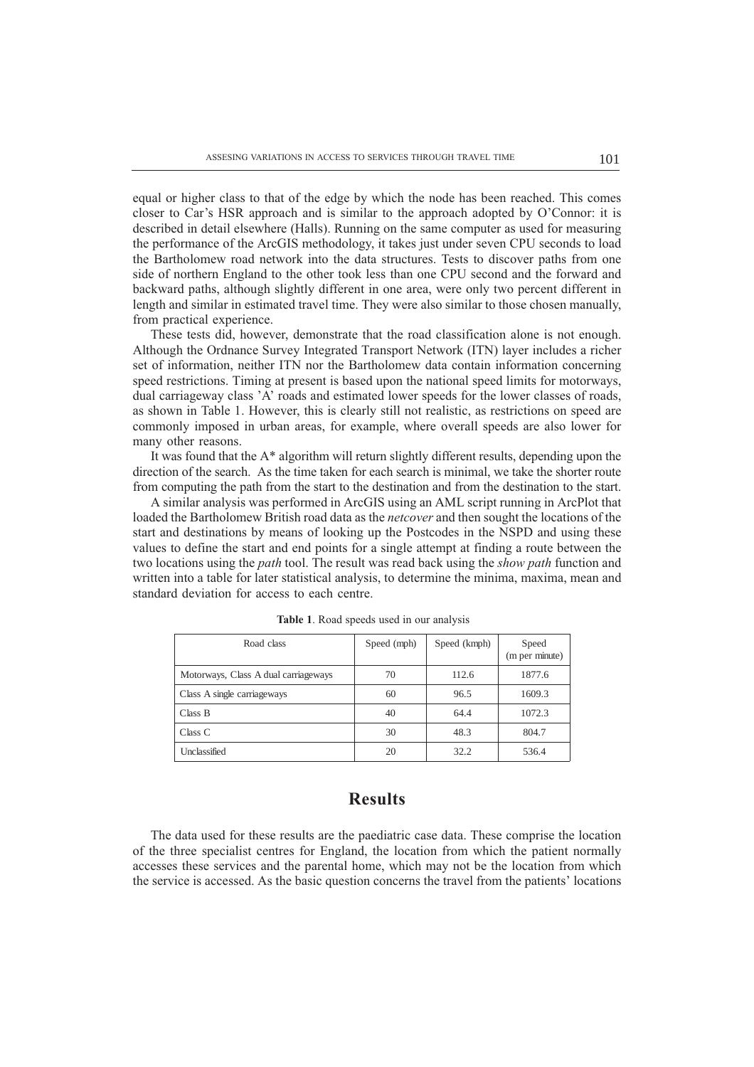equal or higher class to that of the edge by which the node has been reached. This comes closer to Car's HSR approach and is similar to the approach adopted by O'Connor: it is described in detail elsewhere (Halls). Running on the same computer as used for measuring the performance of the ArcGIS methodology, it takes just under seven CPU seconds to load the Bartholomew road network into the data structures. Tests to discover paths from one side of northern England to the other took less than one CPU second and the forward and backward paths, although slightly different in one area, were only two percent different in length and similar in estimated travel time. They were also similar to those chosen manually, from practical experience.

These tests did, however, demonstrate that the road classification alone is not enough. Although the Ordnance Survey Integrated Transport Network (ITN) layer includes a richer set of information, neither ITN nor the Bartholomew data contain information concerning speed restrictions. Timing at present is based upon the national speed limits for motorways, dual carriageway class 'A' roads and estimated lower speeds for the lower classes of roads, as shown in Table 1. However, this is clearly still not realistic, as restrictions on speed are commonly imposed in urban areas, for example, where overall speeds are also lower for many other reasons.

It was found that the A* algorithm will return slightly different results, depending upon the direction of the search. As the time taken for each search is minimal, we take the shorter route from computing the path from the start to the destination and from the destination to the start.

A similar analysis was performed in ArcGIS using an AML script running in ArcPlot that loaded the Bartholomew British road data as the *netcover* and then sought the locations of the start and destinations by means of looking up the Postcodes in the NSPD and using these values to define the start and end points for a single attempt at finding a route between the two locations using the *path* tool. The result was read back using the *show path* function and written into a table for later statistical analysis, to determine the minima, maxima, mean and standard deviation for access to each centre.

**Table 1**. Road speeds used in our analysis

| Road class | Speed (mph) | Speed (kmph) | Speed (m per minute) |
|---|---|---|---|
| Motorways, Class A dual carriageways | 70 | 112.6 | 1877.6 |
| Class A single carriageways | 60 | 96.5 | 1609.3 |
| Class B | 40 | 64.4 | 1072.3 |
| Class C | 30 | 48.3 | 804.7 |
| Unclassified | 20 | 32.2 | 536.4 |

## Results

The data used for these results are the paediatric case data. These comprise the location of the three specialist centres for England, the location from which the patient normally accesses these services and the parental home, which may not be the location from which the service is accessed. As the basic question concerns the travel from the patients' locations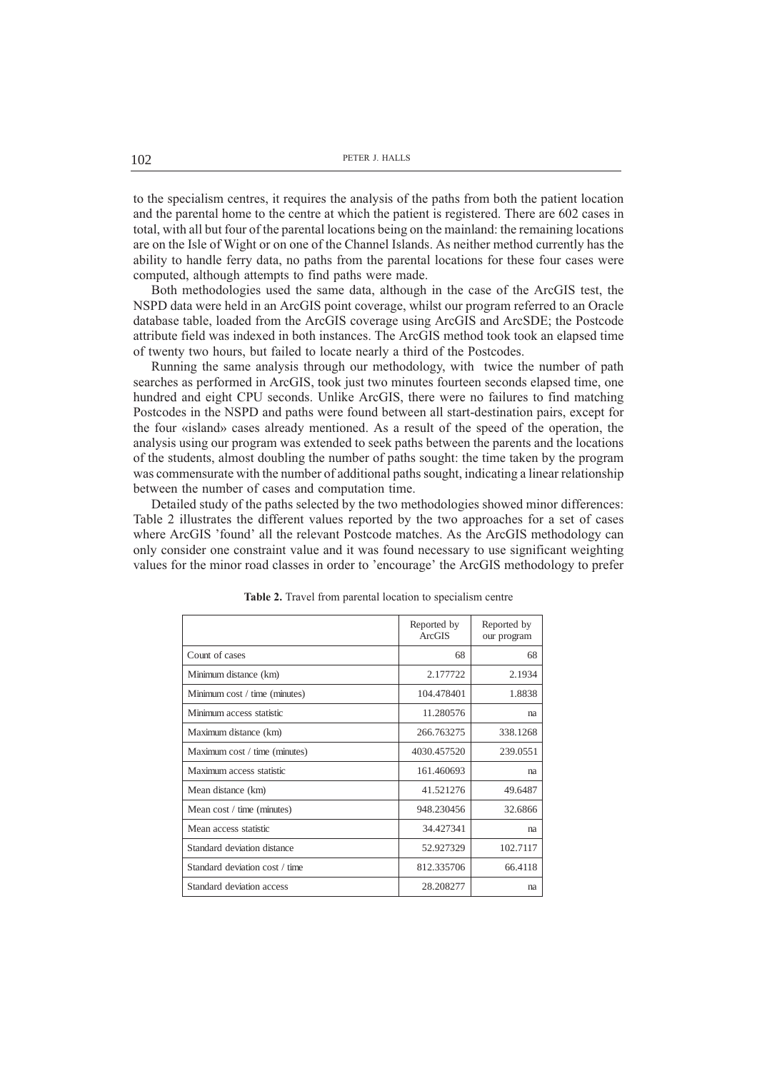to the specialism centres, it requires the analysis of the paths from both the patient location and the parental home to the centre at which the patient is registered. There are 602 cases in total, with all but four of the parental locations being on the mainland: the remaining locations are on the Isle of Wight or on one of the Channel Islands. As neither method currently has the ability to handle ferry data, no paths from the parental locations for these four cases were computed, although attempts to find paths were made.

Both methodologies used the same data, although in the case of the ArcGIS test, the NSPD data were held in an ArcGIS point coverage, whilst our program referred to an Oracle database table, loaded from the ArcGIS coverage using ArcGIS and ArcSDE; the Postcode attribute field was indexed in both instances. The ArcGIS method took took an elapsed time of twenty two hours, but failed to locate nearly a third of the Postcodes.

Running the same analysis through our methodology, with twice the number of path searches as performed in ArcGIS, took just two minutes fourteen seconds elapsed time, one hundred and eight CPU seconds. Unlike ArcGIS, there were no failures to find matching Postcodes in the NSPD and paths were found between all start-destination pairs, except for the four «island» cases already mentioned. As a result of the speed of the operation, the analysis using our program was extended to seek paths between the parents and the locations of the students, almost doubling the number of paths sought: the time taken by the program was commensurate with the number of additional paths sought, indicating a linear relationship between the number of cases and computation time.

Detailed study of the paths selected by the two methodologies showed minor differences: Table 2 illustrates the different values reported by the two approaches for a set of cases where ArcGIS 'found' all the relevant Postcode matches. As the ArcGIS methodology can only consider one constraint value and it was found necessary to use significant weighting values for the minor road classes in order to 'encourage' the ArcGIS methodology to prefer

**Table 2.** Travel from parental location to specialism centre

| | Reported by ArcGIS | Reported by our program |
|---|---|---|
| Count of cases | 68 | 68 |
| Minimum distance (km) | 2.177722 | 2.1934 |
| Minimum cost / time (minutes) | 104.478401 | 1.8838 |
| Minimum access statistic | 11.280576 | na |
| Maximum distance (km) | 266.763275 | 338.1268 |
| Maximum cost / time (minutes) | 4030.457520 | 239.0551 |
| Maximum access statistic | 161.460693 | na |
| Mean distance (km) | 41.521276 | 49.6487 |
| Mean cost / time (minutes) | 948.230456 | 32.6866 |
| Mean access statistic | 34.427341 | na |
| Standard deviation distance | 52.927329 | 102.7117 |
| Standard deviation cost / time | 812.335706 | 66.4118 |
| Standard deviation access | 28.208277 | na |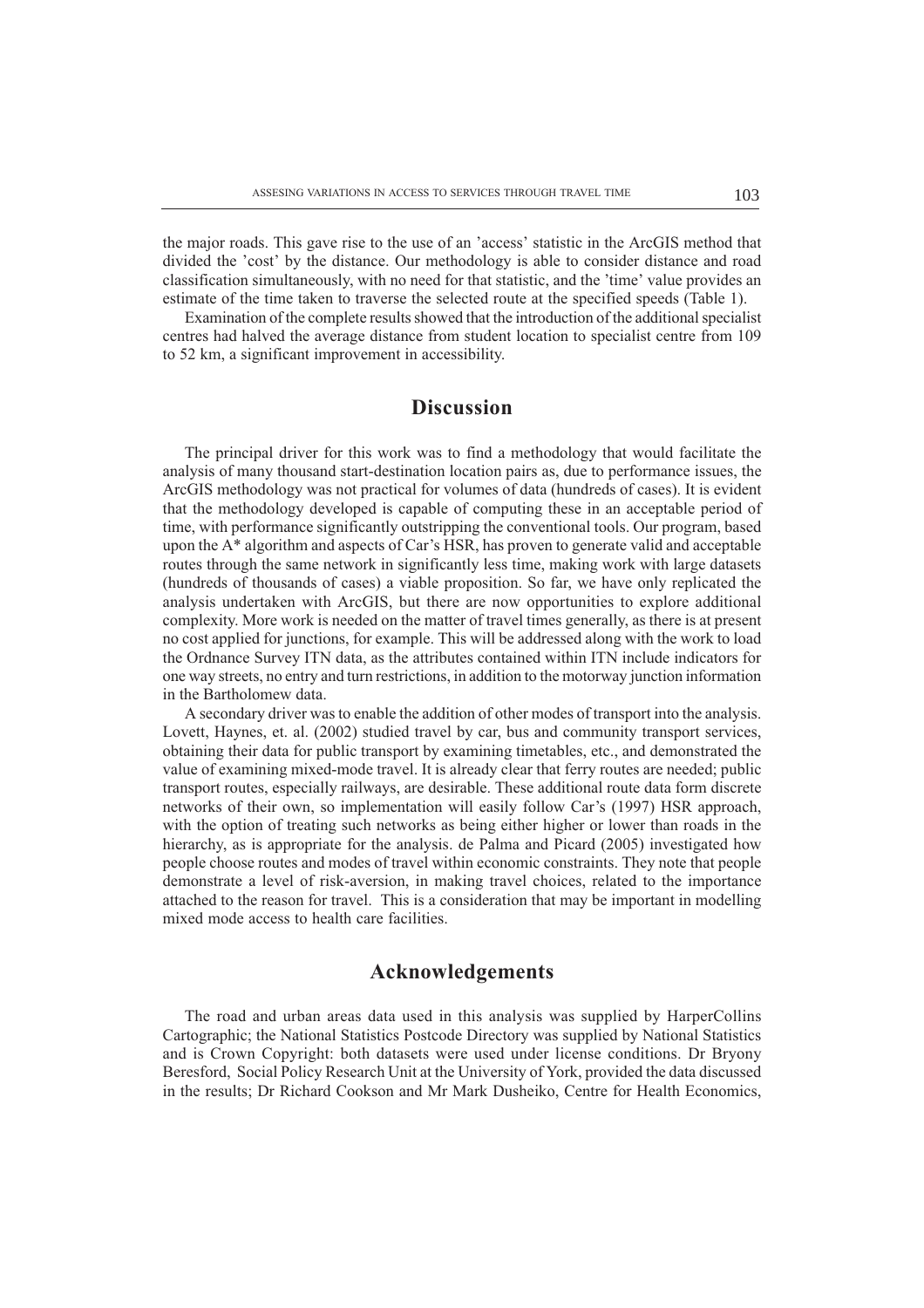the major roads. This gave rise to the use of an 'access' statistic in the ArcGIS method that divided the 'cost' by the distance. Our methodology is able to consider distance and road classification simultaneously, with no need for that statistic, and the 'time' value provides an estimate of the time taken to traverse the selected route at the specified speeds (Table 1).

Examination of the complete results showed that the introduction of the additional specialist centres had halved the average distance from student location to specialist centre from 109 to 52 km, a significant improvement in accessibility.

## Discussion

The principal driver for this work was to find a methodology that would facilitate the analysis of many thousand start-destination location pairs as, due to performance issues, the ArcGIS methodology was not practical for volumes of data (hundreds of cases). It is evident that the methodology developed is capable of computing these in an acceptable period of time, with performance significantly outstripping the conventional tools. Our program, based upon the A* algorithm and aspects of Car's HSR, has proven to generate valid and acceptable routes through the same network in significantly less time, making work with large datasets (hundreds of thousands of cases) a viable proposition. So far, we have only replicated the analysis undertaken with ArcGIS, but there are now opportunities to explore additional complexity. More work is needed on the matter of travel times generally, as there is at present no cost applied for junctions, for example. This will be addressed along with the work to load the Ordnance Survey ITN data, as the attributes contained within ITN include indicators for one way streets, no entry and turn restrictions, in addition to the motorway junction information in the Bartholomew data.

A secondary driver was to enable the addition of other modes of transport into the analysis. Lovett, Haynes, et. al. (2002) studied travel by car, bus and community transport services, obtaining their data for public transport by examining timetables, etc., and demonstrated the value of examining mixed-mode travel. It is already clear that ferry routes are needed; public transport routes, especially railways, are desirable. These additional route data form discrete networks of their own, so implementation will easily follow Car's (1997) HSR approach, with the option of treating such networks as being either higher or lower than roads in the hierarchy, as is appropriate for the analysis. de Palma and Picard (2005) investigated how people choose routes and modes of travel within economic constraints. They note that people demonstrate a level of risk-aversion, in making travel choices, related to the importance attached to the reason for travel. This is a consideration that may be important in modelling mixed mode access to health care facilities.

## Acknowledgements

The road and urban areas data used in this analysis was supplied by HarperCollins Cartographic; the National Statistics Postcode Directory was supplied by National Statistics and is Crown Copyright: both datasets were used under license conditions. Dr Bryony Beresford, Social Policy Research Unit at the University of York, provided the data discussed in the results; Dr Richard Cookson and Mr Mark Dusheiko, Centre for Health Economics,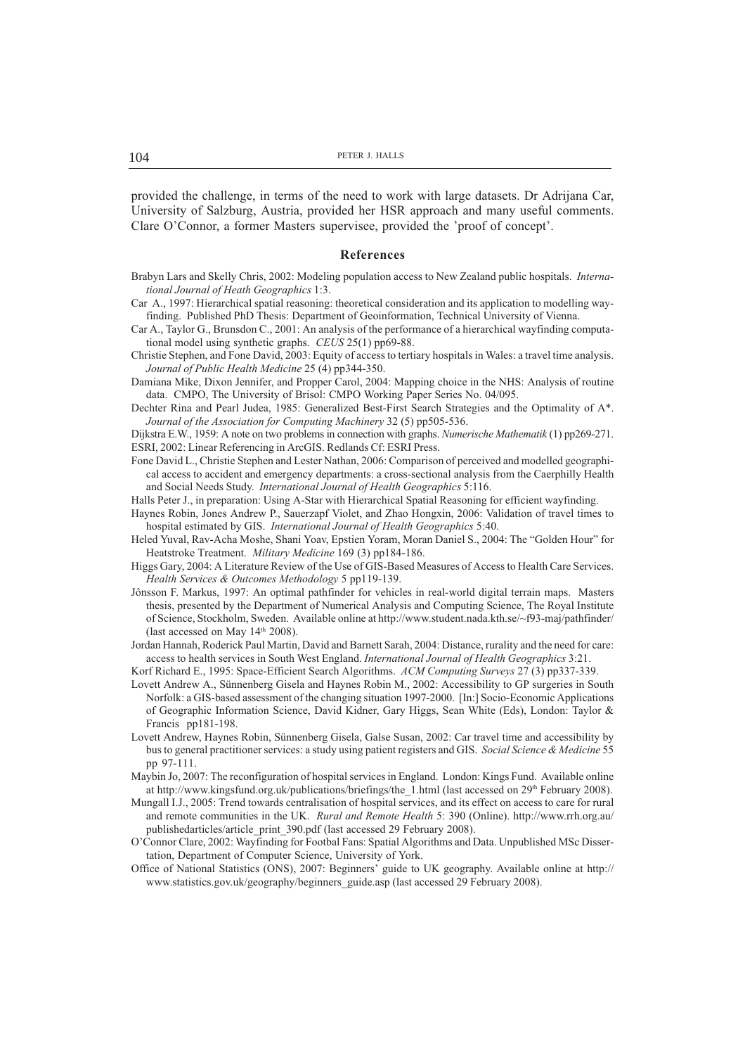provided the challenge, in terms of the need to work with large datasets. Dr Adrijana Car, University of Salzburg, Austria, provided her HSR approach and many useful comments. Clare O'Connor, a former Masters supervisee, provided the 'proof of concept'.

## References

Brabyn Lars and Skelly Chris, 2002: Modeling population access to New Zealand public hospitals. *International Journal of Heath Geographics* 1:3.

Car A., 1997: Hierarchical spatial reasoning: theoretical consideration and its application to modelling wayfinding. Published PhD Thesis: Department of Geoinformation, Technical University of Vienna.

Car A., Taylor G., Brunsdon C., 2001: An analysis of the performance of a hierarchical wayfinding computational model using synthetic graphs. *CEUS* 25(1) pp69-88.

Christie Stephen, and Fone David, 2003: Equity of access to tertiary hospitals in Wales: a travel time analysis. *Journal of Public Health Medicine* 25 (4) pp344-350.

Damiana Mike, Dixon Jennifer, and Propper Carol, 2004: Mapping choice in the NHS: Analysis of routine data. CMPO, The University of Brisol: CMPO Working Paper Series No. 04/095.

Dechter Rina and Pearl Judea, 1985: Generalized Best-First Search Strategies and the Optimality of A*. *Journal of the Association for Computing Machinery* 32 (5) pp505-536.

Dijkstra E.W., 1959: A note on two problems in connection with graphs. *Numerische Mathematik* (1) pp269-271.

ESRI, 2002: Linear Referencing in ArcGIS. Redlands Cf: ESRI Press.

Fone David L., Christie Stephen and Lester Nathan, 2006: Comparison of perceived and modelled geographical access to accident and emergency departments: a cross-sectional analysis from the Caerphilly Health and Social Needs Study. *International Journal of Health Geographics* 5:116.

Halls Peter J., in preparation: Using A-Star with Hierarchical Spatial Reasoning for efficient wayfinding.

Haynes Robin, Jones Andrew P., Sauerzapf Violet, and Zhao Hongxin, 2006: Validation of travel times to hospital estimated by GIS. *International Journal of Health Geographics* 5:40.

Heled Yuval, Rav-Acha Moshe, Shani Yoav, Epstien Yoram, Moran Daniel S., 2004: The "Golden Hour" for Heatstroke Treatment. *Military Medicine* 169 (3) pp184-186.

Higgs Gary, 2004: A Literature Review of the Use of GIS-Based Measures of Access to Health Care Services. *Health Services & Outcomes Methodology* 5 pp119-139.

Jönsson F. Markus, 1997: An optimal pathfinder for vehicles in real-world digital terrain maps. Masters thesis, presented by the Department of Numerical Analysis and Computing Science, The Royal Institute of Science, Stockholm, Sweden. Available online at http://www.student.nada.kth.se/~f93-maj/pathfinder/ (last accessed on May 14th 2008).

Jordan Hannah, Roderick Paul Martin, David and Barnett Sarah, 2004: Distance, rurality and the need for care: access to health services in South West England. *International Journal of Health Geographics* 3:21.

Korf Richard E., 1995: Space-Efficient Search Algorithms. *ACM Computing Surveys* 27 (3) pp337-339.

Lovett Andrew A., Sünnenberg Gisela and Haynes Robin M., 2002: Accessibility to GP surgeries in South Norfolk: a GIS-based assessment of the changing situation 1997-2000. [In:] Socio-Economic Applications of Geographic Information Science, David Kidner, Gary Higgs, Sean White (Eds), London: Taylor & Francis pp181-198.

Lovett Andrew, Haynes Robin, Sünnenberg Gisela, Galse Susan, 2002: Car travel time and accessibility by bus to general practitioner services: a study using patient registers and GIS. *Social Science & Medicine* 55 pp 97-111.

Maybin Jo, 2007: The reconfiguration of hospital services in England. London: Kings Fund. Available online at http://www.kingsfund.org.uk/publications/briefings/the_1.html (last accessed on 29th February 2008).

Mungall I.J., 2005: Trend towards centralisation of hospital services, and its effect on access to care for rural and remote communities in the UK. *Rural and Remote Health* 5: 390 (Online). http://www.rrh.org.au/publishedarticles/article_print_390.pdf (last accessed 29 February 2008).

O'Connor Clare, 2002: Wayfinding for Footbal Fans: Spatial Algorithms and Data. Unpublished MSc Dissertation, Department of Computer Science, University of York.

Office of National Statistics (ONS), 2007: Beginners' guide to UK geography. Available online at http://www.statistics.gov.uk/geography/beginners_guide.asp (last accessed 29 February 2008).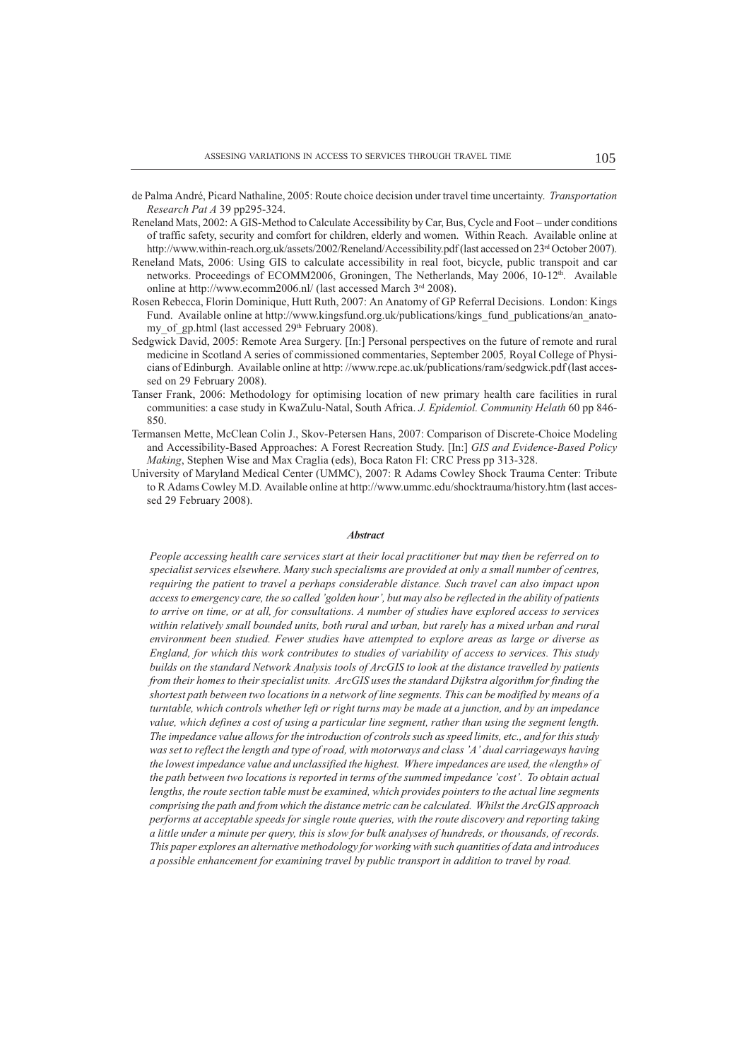de Palma André, Picard Nathaline, 2005: Route choice decision under travel time uncertainty. *Transportation Research Pat A* 39 pp295-324.

Reneland Mats, 2002: A GIS-Method to Calculate Accessibility by Car, Bus, Cycle and Foot – under conditions of traffic safety, security and comfort for children, elderly and women. Within Reach. Available online at http://www.within-reach.org.uk/assets/2002/Reneland/Accessibility.pdf (last accessed on 23rd October 2007).

Reneland Mats, 2006: Using GIS to calculate accessibility in real foot, bicycle, public transpoit and car networks. Proceedings of ECOMM2006, Groningen, The Netherlands, May 2006, 10-12th. Available online at http://www.ecomm2006.nl/ (last accessed March 3rd 2008).

Rosen Rebecca, Florin Dominique, Hutt Ruth, 2007: An Anatomy of GP Referral Decisions. London: Kings Fund. Available online at http://www.kingsfund.org.uk/publications/kings_fund_publications/an_anatomy_of_gp.html (last accessed 29th February 2008).

Sedgwick David, 2005: Remote Area Surgery. [In:] Personal perspectives on the future of remote and rural medicine in Scotland A series of commissioned commentaries, September 2005*,* Royal College of Physicians of Edinburgh. Available online at http: //www.rcpe.ac.uk/publications/ram/sedgwick.pdf (last accessed on 29 February 2008).

Tanser Frank, 2006: Methodology for optimising location of new primary health care facilities in rural communities: a case study in KwaZulu-Natal, South Africa. *J. Epidemiol. Community Helath* 60 pp 846-850.

Termansen Mette, McClean Colin J., Skov-Petersen Hans, 2007: Comparison of Discrete-Choice Modeling and Accessibility-Based Approaches: A Forest Recreation Study. [In:] *GIS and Evidence-Based Policy Making*, Stephen Wise and Max Craglia (eds), Boca Raton Fl: CRC Press pp 313-328.

University of Maryland Medical Center (UMMC), 2007: R Adams Cowley Shock Trauma Center: Tribute to R Adams Cowley M.D*.* Available online at http://www.ummc.edu/shocktrauma/history.htm (last accessed 29 February 2008).

***Abstract***

*People accessing health care services start at their local practitioner but may then be referred on to specialist services elsewhere. Many such specialisms are provided at only a small number of centres, requiring the patient to travel a perhaps considerable distance. Such travel can also impact upon access to emergency care, the so called 'golden hour', but may also be reflected in the ability of patients to arrive on time, or at all, for consultations. A number of studies have explored access to services within relatively small bounded units, both rural and urban, but rarely has a mixed urban and rural environment been studied. Fewer studies have attempted to explore areas as large or diverse as England, for which this work contributes to studies of variability of access to services. This study builds on the standard Network Analysis tools of ArcGIS to look at the distance travelled by patients from their homes to their specialist units. ArcGIS uses the standard Dijkstra algorithm for finding the shortest path between two locations in a network of line segments. This can be modified by means of a turntable, which controls whether left or right turns may be made at a junction, and by an impedance value, which defines a cost of using a particular line segment, rather than using the segment length. The impedance value allows for the introduction of controls such as speed limits, etc., and for this study was set to reflect the length and type of road, with motorways and class 'A' dual carriageways having the lowest impedance value and unclassified the highest. Where impedances are used, the «length» of the path between two locations is reported in terms of the summed impedance 'cost'. To obtain actual lengths, the route section table must be examined, which provides pointers to the actual line segments comprising the path and from which the distance metric can be calculated. Whilst the ArcGIS approach performs at acceptable speeds for single route queries, with the route discovery and reporting taking a little under a minute per query, this is slow for bulk analyses of hundreds, or thousands, of records. This paper explores an alternative methodology for working with such quantities of data and introduces a possible enhancement for examining travel by public transport in addition to travel by road.*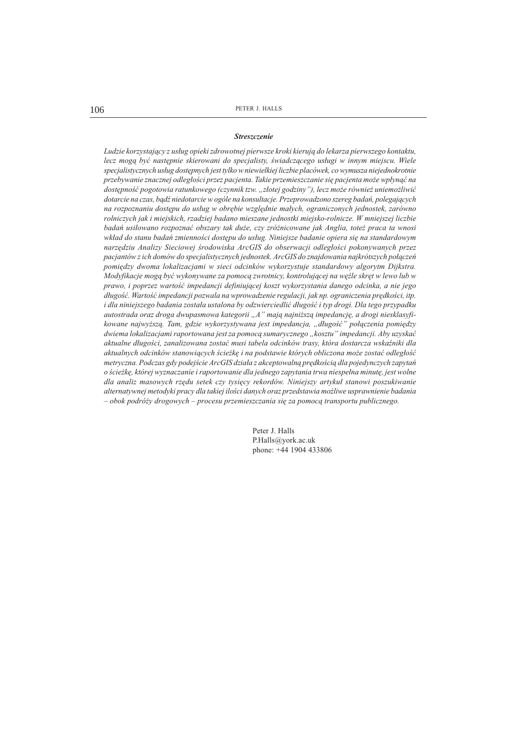***Streszczenie***

*Ludzie korzystający z usług opieki zdrowotnej pierwsze kroki kierują do lekarza pierwszego kontaktu, lecz mogą być następnie skierowani do specjalisty, świadczącego usługi w innym miejscu. Wiele specjalistycznych usług dostępnych jest tylko w niewielkiej liczbie placówek, co wymusza niejednokrotnie przebywanie znacznej odległości przez pacjenta. Takie przemieszczanie się pacjenta może wpłynąć na dostępność pogotowia ratunkowego (czynnik tzw. „złotej godziny"), lecz może również uniemożliwić dotarcie na czas, bądź niedotarcie w ogóle na konsultacje. Przeprowadzono szereg badań, polegających na rozpoznaniu dostępu do usług w obrębie względnie małych, ograniczonych jednostek, zarówno rolniczych jak i miejskich, rzadziej badano mieszane jednostki miejsko-rolnicze. W mniejszej liczbie badań usiłowano rozpoznać obszary tak duże, czy zróżnicowane jak Anglia, toteż praca ta wnosi wkład do stanu badań zmienności dostępu do usług. Niniejsze badanie opiera się na standardowym narzędziu Analizy Sieciowej środowiska ArcGIS do obserwacji odległości pokonywanych przez pacjentów z ich domów do specjalistycznych jednostek. ArcGIS do znajdowania najkrótszych połączeń pomiędzy dwoma lokalizacjami w sieci odcinków wykorzystuje standardowy algorytm Dijkstra. Modyfikacje mogą być wykonywane za pomocą zwrotnicy, kontrolującej na węźle skręt w lewo lub w prawo, i poprzez wartość impedancji definiującej koszt wykorzystania danego odcinka, a nie jego długość. Wartość impedancji pozwala na wprowadzenie regulacji, jak np. ograniczenia prędkości, itp. i dla niniejszego badania została ustalona by odzwierciedlić długość i typ drogi. Dla tego przypadku autostrada oraz droga dwupasmowa kategorii „A" mają najniższą impedancję, a drogi niesklasyfikowane najwyższą. Tam, gdzie wykorzystywana jest impedancja, „długość" połączenia pomiędzy dwiema lokalizacjami raportowana jest za pomocą sumarycznego „kosztu" impedancji. Aby uzyskać aktualne długości, zanalizowana zostać musi tabela odcinków trasy, która dostarcza wskaźniki dla aktualnych odcinków stanowiących ścieżkę i na podstawie których obliczona może zostać odległość metryczna. Podczas gdy podejście ArcGIS działa z akceptowalną prędkością dla pojedynczych zapytań o ścieżkę, której wyznaczanie i raportowanie dla jednego zapytania trwa niespełna minutę, jest wolne dla analiz masowych rzędu setek czy tysięcy rekordów. Niniejszy artykuł stanowi poszukiwanie alternatywnej metodyki pracy dla takiej ilości danych oraz przedstawia możliwe usprawnienie badania – obok podróży drogowych – procesu przemieszczania się za pomocą transportu publicznego.*

Peter J. Halls  
P.Halls@york.ac.uk  
phone: +44 1904 433806